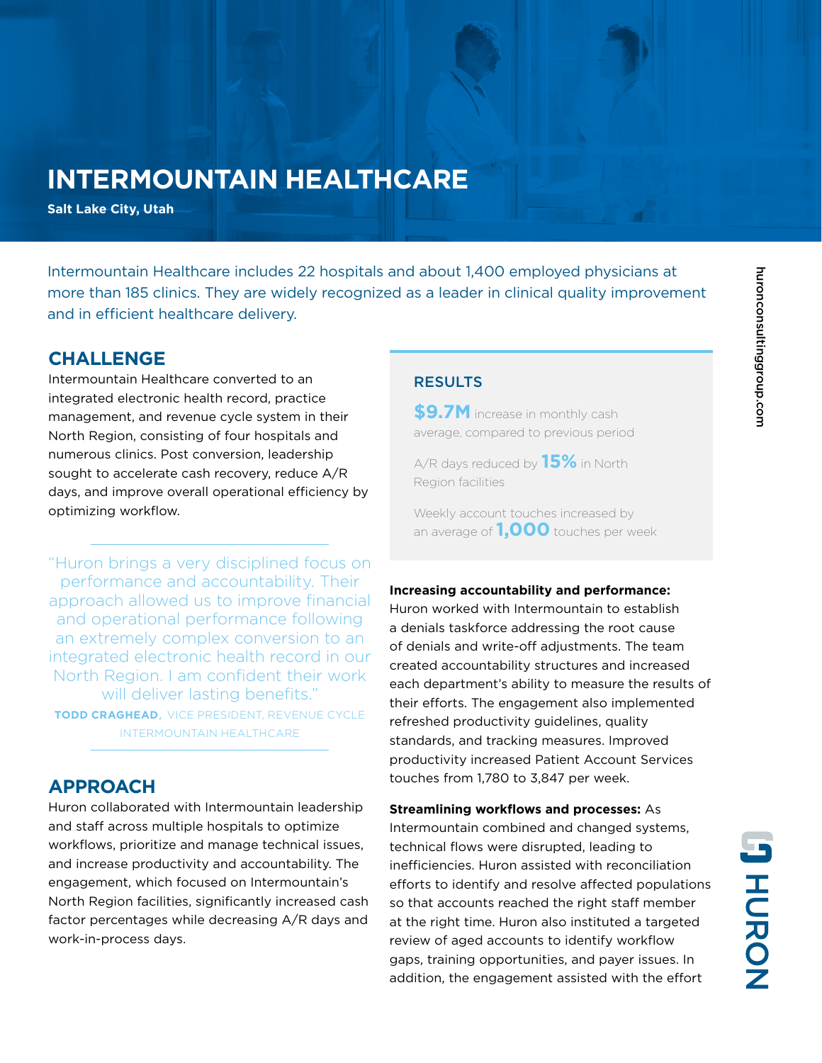# INTERMOUNTAIN HEALTHCARE

**Salt Lake City, Utah**

Intermountain Healthcare includes 22 hospitals and about 1,400 employed physicians at more than 185 clinics. They are widely recognized as a leader in clinical quality improvement and in efficient healthcare delivery.

## CHALLENGE

Intermountain Healthcare converted to an integrated electronic health record, practice management, and revenue cycle system in their North Region, consisting of four hospitals and numerous clinics. Post conversion, leadership sought to accelerate cash recovery, reduce A/R days, and improve overall operational efficiency by optimizing workflow.

> "Huron brings a very disciplined focus on performance and accountability. Their approach allowed us to improve financial and operational performance following an extremely complex conversion to an integrated electronic health record in our North Region. I am confident their work will deliver lasting benefits."
>
> **TODD CRAGHEAD,** VICE PRESIDENT, REVENUE CYCLE INTERMOUNTAIN HEALTHCARE

## APPROACH

Huron collaborated with Intermountain leadership and staff across multiple hospitals to optimize workflows, prioritize and manage technical issues, and increase productivity and accountability. The engagement, which focused on Intermountain's North Region facilities, significantly increased cash factor percentages while decreasing A/R days and work-in-process days.

### RESULTS

**$9.7M** increase in monthly cash average, compared to previous period

A/R days reduced by **15%** in North Region facilities

Weekly account touches increased by an average of **1,000** touches per week

**Increasing accountability and performance:** Huron worked with Intermountain to establish a denials taskforce addressing the root cause of denials and write-off adjustments. The team created accountability structures and increased each department's ability to measure the results of their efforts. The engagement also implemented refreshed productivity guidelines, quality standards, and tracking measures. Improved productivity increased Patient Account Services touches from 1,780 to 3,847 per week.

**Streamlining workflows and processes:** As Intermountain combined and changed systems, technical flows were disrupted, leading to inefficiencies. Huron assisted with reconciliation efforts to identify and resolve affected populations so that accounts reached the right staff member at the right time. Huron also instituted a targeted review of aged accounts to identify workflow gaps, training opportunities, and payer issues. In addition, the engagement assisted with the effort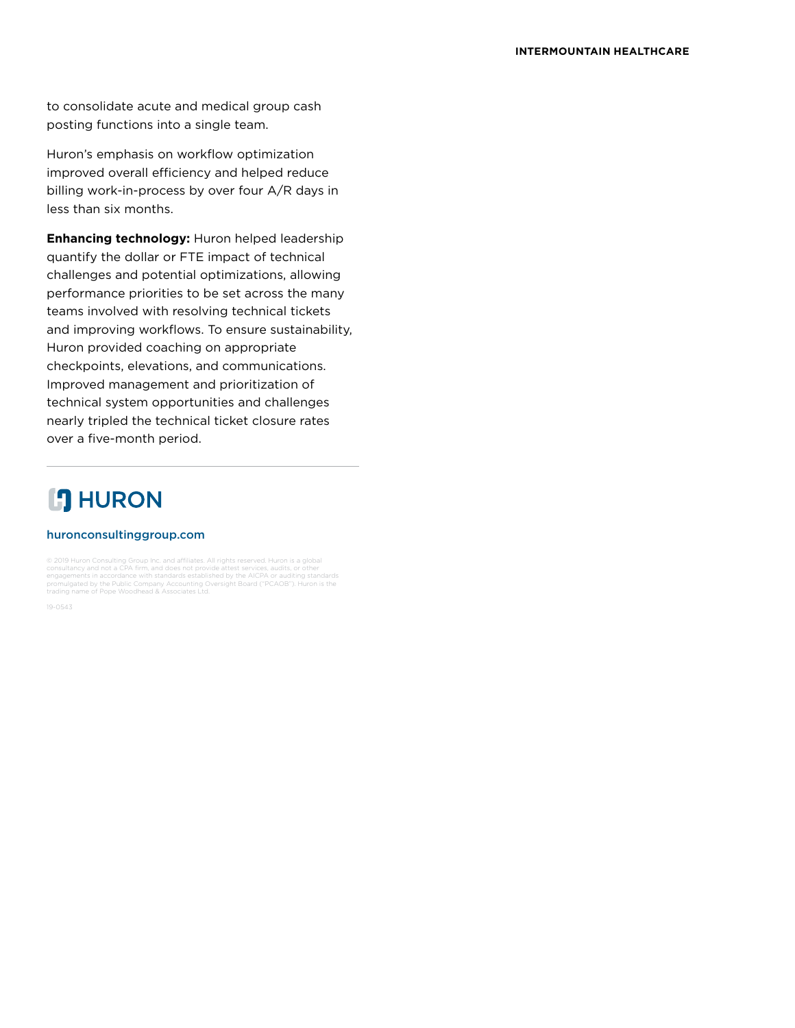to consolidate acute and medical group cash posting functions into a single team.

Huron's emphasis on workflow optimization improved overall efficiency and helped reduce billing work-in-process by over four A/R days in less than six months.

**Enhancing technology:** Huron helped leadership quantify the dollar or FTE impact of technical challenges and potential optimizations, allowing performance priorities to be set across the many teams involved with resolving technical tickets and improving workflows. To ensure sustainability, Huron provided coaching on appropriate checkpoints, elevations, and communications. Improved management and prioritization of technical system opportunities and challenges nearly tripled the technical ticket closure rates over a five-month period.

---

HURON

huronconsultinggroup.com

© 2019 Huron Consulting Group Inc. and affiliates. All rights reserved. Huron is a global consultancy and not a CPA firm, and does not provide attest services, audits, or other engagements in accordance with standards established by the AICPA or auditing standards promulgated by the Public Company Accounting Oversight Board ("PCAOB"). Huron is the trading name of Pope Woodhead & Associates Ltd.

19-0543